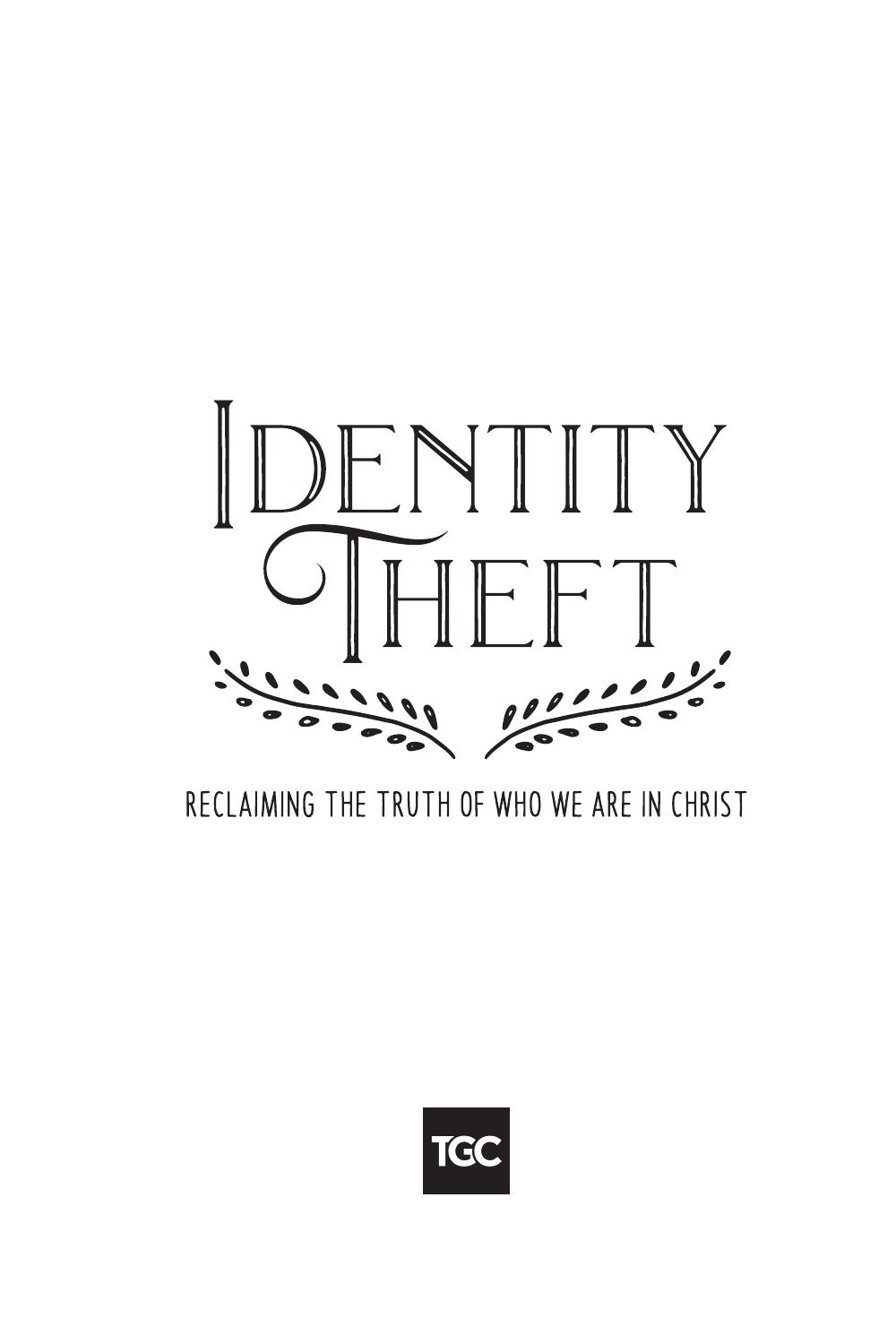# Identity Theft

RECLAIMING THE TRUTH OF WHO WE ARE IN CHRIST

TGC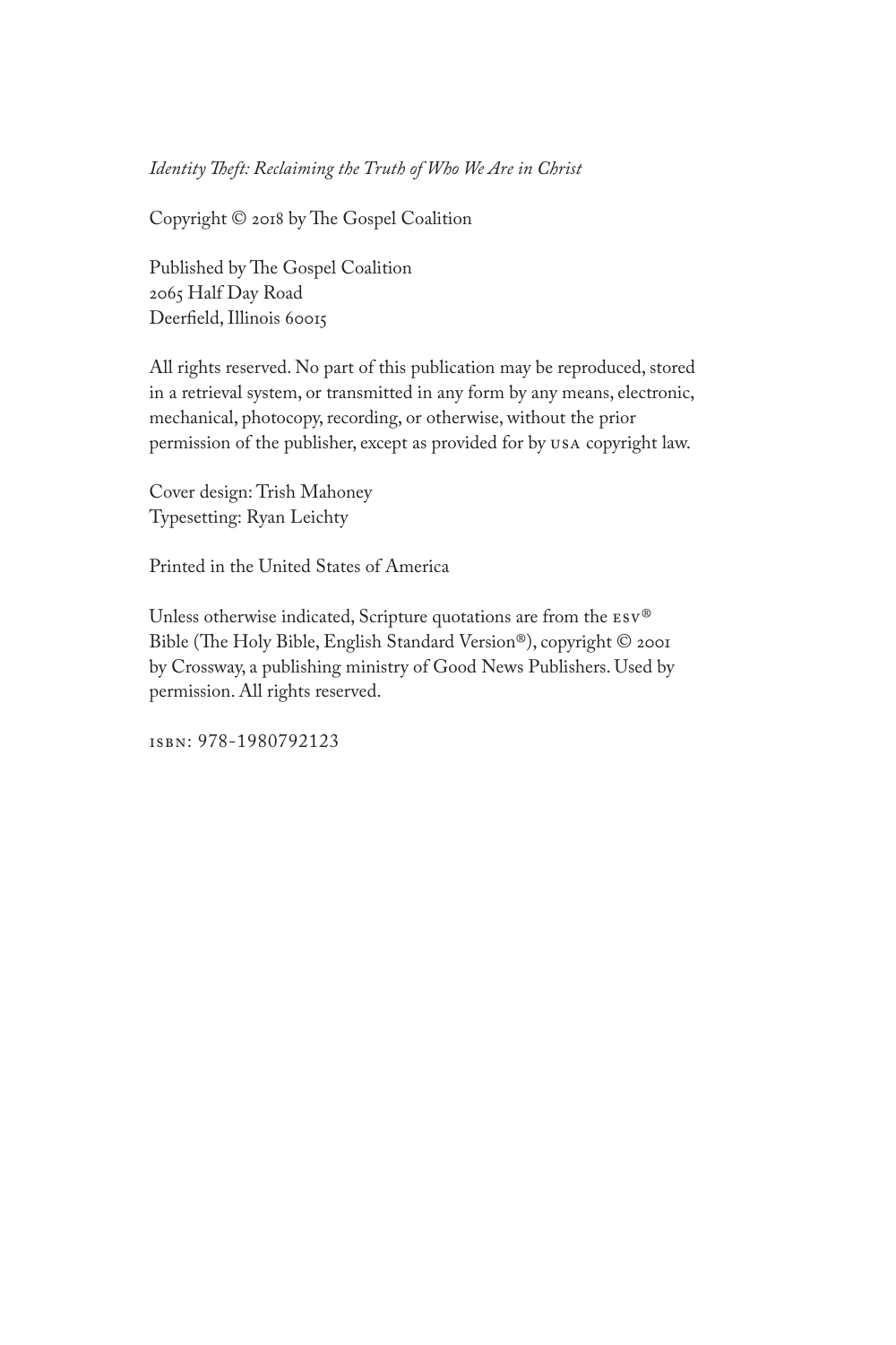*Identity Theft: Reclaiming the Truth of Who We Are in Christ*

Copyright © 2018 by The Gospel Coalition

Published by The Gospel Coalition
2065 Half Day Road
Deerfield, Illinois 60015

All rights reserved. No part of this publication may be reproduced, stored in a retrieval system, or transmitted in any form by any means, electronic, mechanical, photocopy, recording, or otherwise, without the prior permission of the publisher, except as provided for by USA copyright law.

Cover design: Trish Mahoney
Typesetting: Ryan Leichty

Printed in the United States of America

Unless otherwise indicated, Scripture quotations are from the ESV® Bible (The Holy Bible, English Standard Version®), copyright © 2001 by Crossway, a publishing ministry of Good News Publishers. Used by permission. All rights reserved.

ISBN: 978-1980792123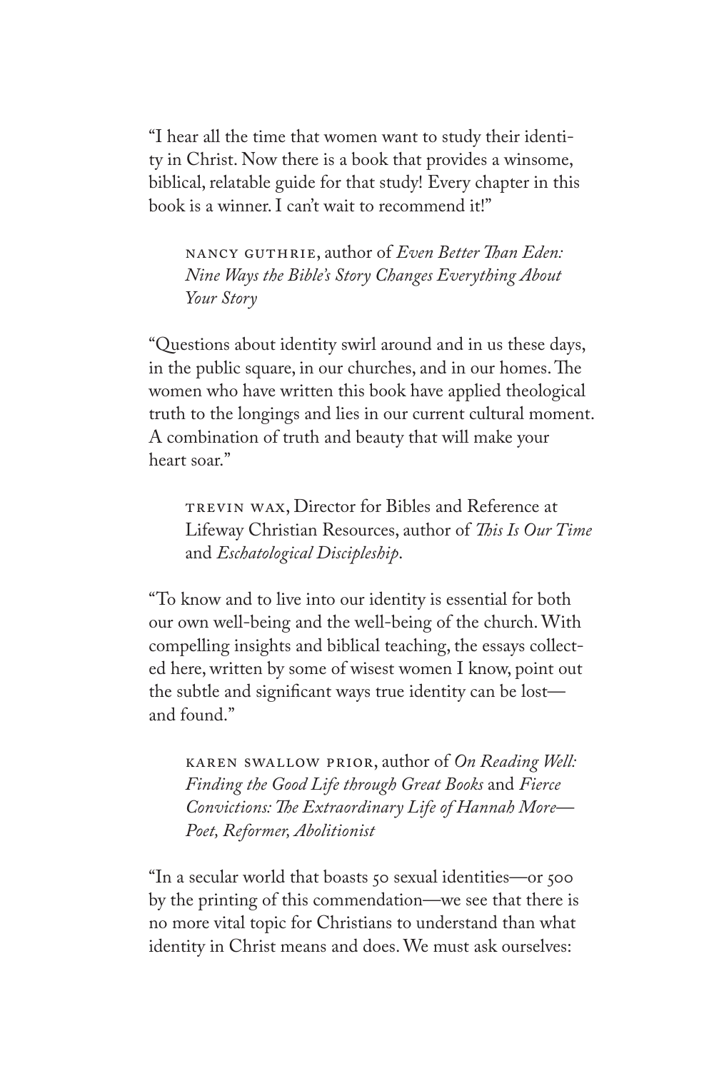"I hear all the time that women want to study their identity in Christ. Now there is a book that provides a winsome, biblical, relatable guide for that study! Every chapter in this book is a winner. I can't wait to recommend it!"

> NANCY GUTHRIE, author of *Even Better Than Eden: Nine Ways the Bible's Story Changes Everything About Your Story*

"Questions about identity swirl around and in us these days, in the public square, in our churches, and in our homes. The women who have written this book have applied theological truth to the longings and lies in our current cultural moment. A combination of truth and beauty that will make your heart soar."

> TREVIN WAX, Director for Bibles and Reference at Lifeway Christian Resources, author of *This Is Our Time* and *Eschatological Discipleship*.

"To know and to live into our identity is essential for both our own well-being and the well-being of the church. With compelling insights and biblical teaching, the essays collected here, written by some of wisest women I know, point out the subtle and significant ways true identity can be lost—and found."

> KAREN SWALLOW PRIOR, author of *On Reading Well: Finding the Good Life through Great Books* and *Fierce Convictions: The Extraordinary Life of Hannah More—Poet, Reformer, Abolitionist*

"In a secular world that boasts 50 sexual identities—or 500 by the printing of this commendation—we see that there is no more vital topic for Christians to understand than what identity in Christ means and does. We must ask ourselves: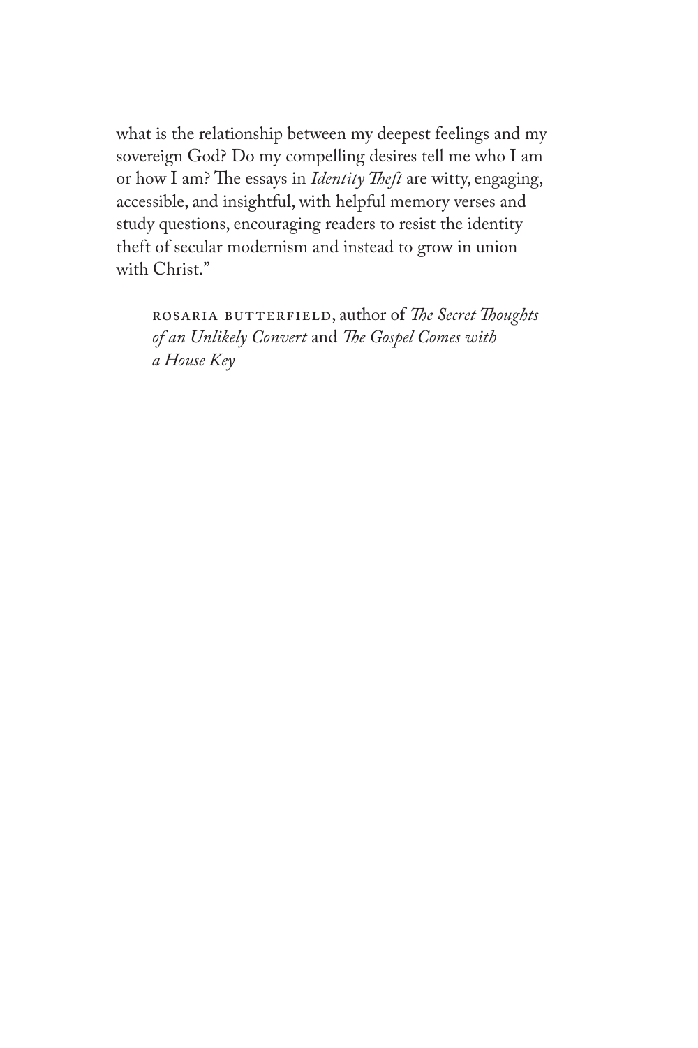what is the relationship between my deepest feelings and my sovereign God? Do my compelling desires tell me who I am or how I am? The essays in *Identity Theft* are witty, engaging, accessible, and insightful, with helpful memory verses and study questions, encouraging readers to resist the identity theft of secular modernism and instead to grow in union with Christ."

> Rosaria Butterfield, author of *The Secret Thoughts of an Unlikely Convert* and *The Gospel Comes with a House Key*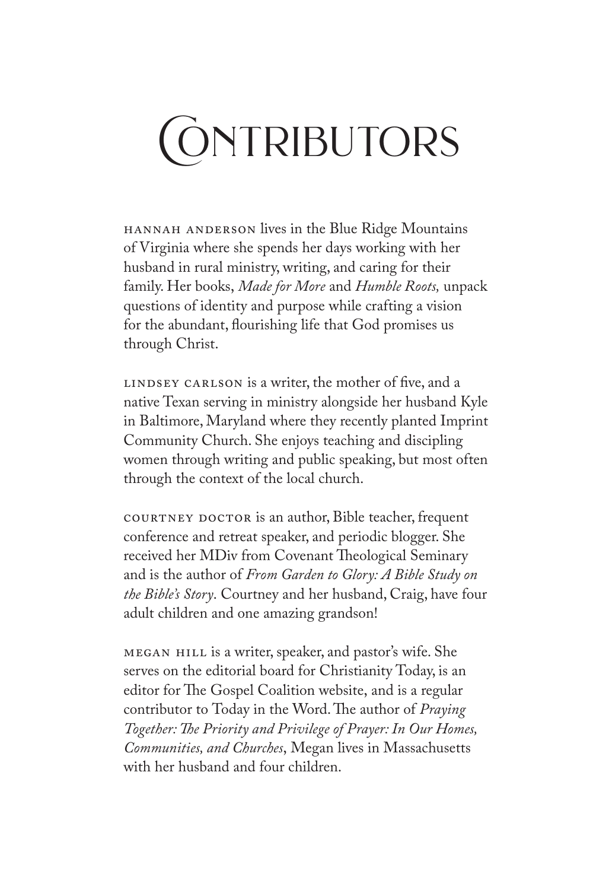# Contributors

HANNAH ANDERSON lives in the Blue Ridge Mountains of Virginia where she spends her days working with her husband in rural ministry, writing, and caring for their family. Her books, *Made for More* and *Humble Roots,* unpack questions of identity and purpose while crafting a vision for the abundant, flourishing life that God promises us through Christ.

LINDSEY CARLSON is a writer, the mother of five, and a native Texan serving in ministry alongside her husband Kyle in Baltimore, Maryland where they recently planted Imprint Community Church. She enjoys teaching and discipling women through writing and public speaking, but most often through the context of the local church.

COURTNEY DOCTOR is an author, Bible teacher, frequent conference and retreat speaker, and periodic blogger. She received her MDiv from Covenant Theological Seminary and is the author of *From Garden to Glory: A Bible Study on the Bible's Story*. Courtney and her husband, Craig, have four adult children and one amazing grandson!

MEGAN HILL is a writer, speaker, and pastor's wife. She serves on the editorial board for Christianity Today, is an editor for The Gospel Coalition website, and is a regular contributor to Today in the Word. The author of *Praying Together: The Priority and Privilege of Prayer: In Our Homes, Communities, and Churches*, Megan lives in Massachusetts with her husband and four children.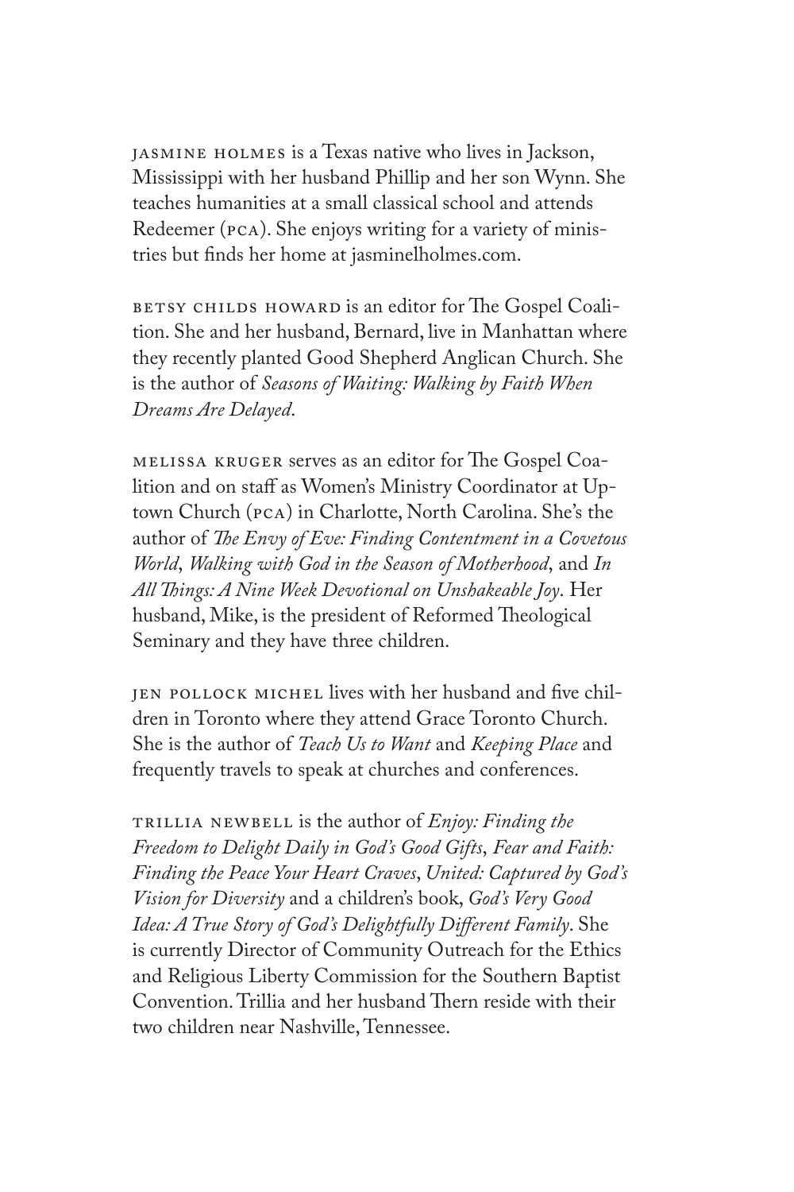JASMINE HOLMES is a Texas native who lives in Jackson, Mississippi with her husband Phillip and her son Wynn. She teaches humanities at a small classical school and attends Redeemer (PCA). She enjoys writing for a variety of ministries but finds her home at jasminelholmes.com.

BETSY CHILDS HOWARD is an editor for The Gospel Coalition. She and her husband, Bernard, live in Manhattan where they recently planted Good Shepherd Anglican Church. She is the author of *Seasons of Waiting: Walking by Faith When Dreams Are Delayed*.

MELISSA KRUGER serves as an editor for The Gospel Coalition and on staff as Women's Ministry Coordinator at Uptown Church (PCA) in Charlotte, North Carolina. She's the author of *The Envy of Eve: Finding Contentment in a Covetous World*, *Walking with God in the Season of Motherhood*, and *In All Things: A Nine Week Devotional on Unshakeable Joy*. Her husband, Mike, is the president of Reformed Theological Seminary and they have three children.

JEN POLLOCK MICHEL lives with her husband and five children in Toronto where they attend Grace Toronto Church. She is the author of *Teach Us to Want* and *Keeping Place* and frequently travels to speak at churches and conferences.

TRILLIA NEWBELL is the author of *Enjoy: Finding the Freedom to Delight Daily in God's Good Gifts*, *Fear and Faith: Finding the Peace Your Heart Craves*, *United: Captured by God's Vision for Diversity* and a children's book, *God's Very Good Idea: A True Story of God's Delightfully Different Family*. She is currently Director of Community Outreach for the Ethics and Religious Liberty Commission for the Southern Baptist Convention. Trillia and her husband Thern reside with their two children near Nashville, Tennessee.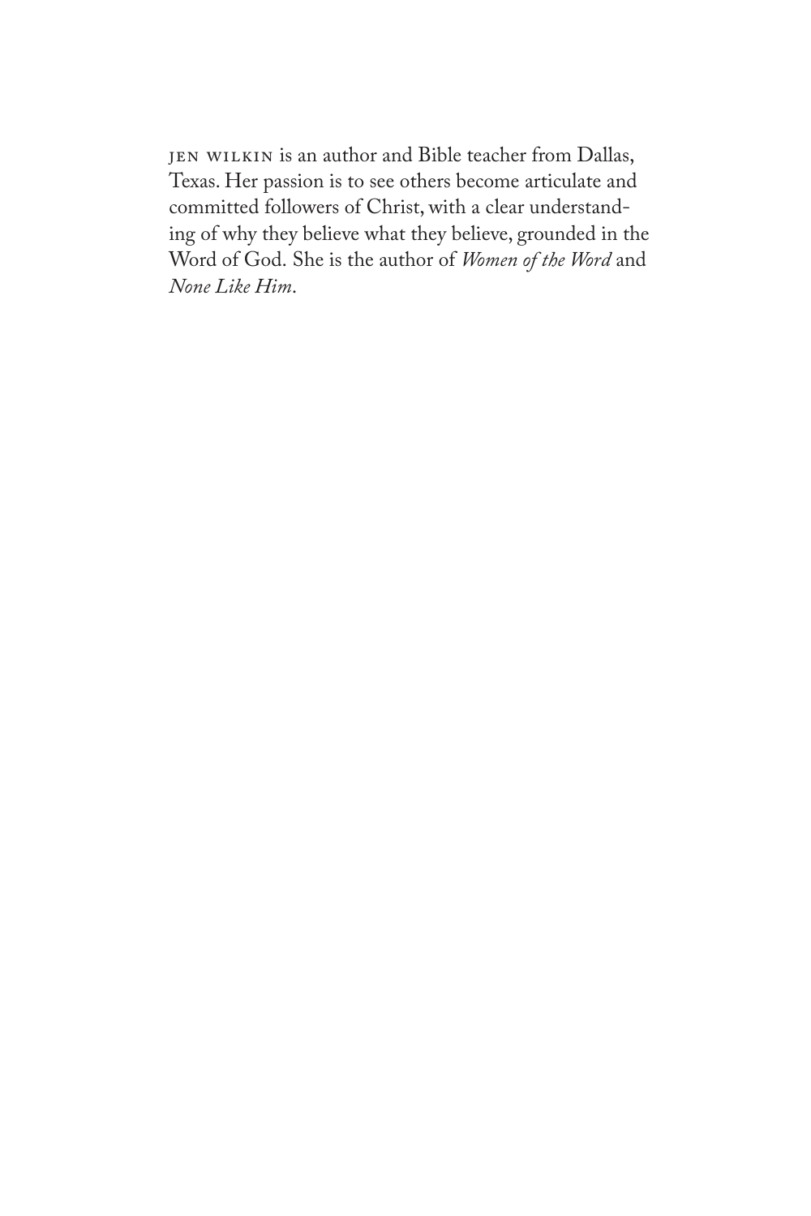JEN WILKIN is an author and Bible teacher from Dallas, Texas. Her passion is to see others become articulate and committed followers of Christ, with a clear understanding of why they believe what they believe, grounded in the Word of God. She is the author of *Women of the Word* and *None Like Him*.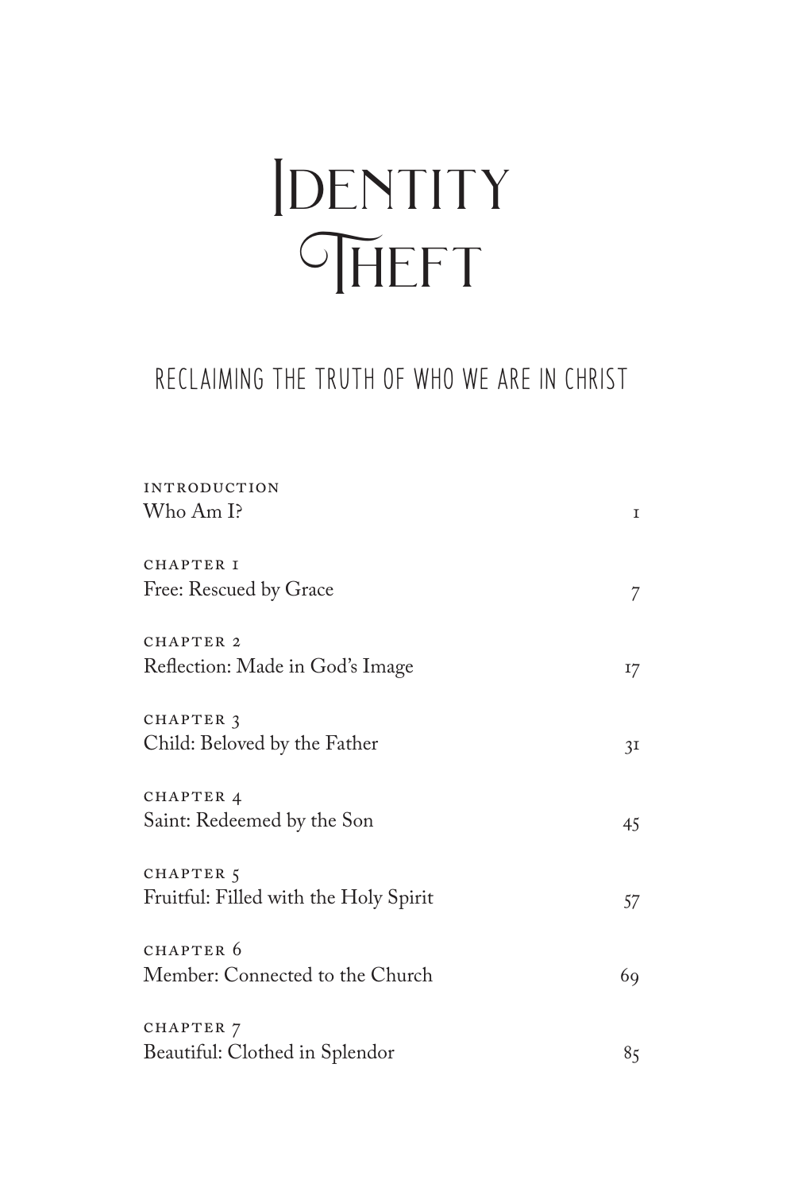# Identity Theft

## RECLAIMING THE TRUTH OF WHO WE ARE IN CHRIST

INTRODUCTION
Who Am I? 1

CHAPTER 1
Free: Rescued by Grace 7

CHAPTER 2
Reflection: Made in God's Image 17

CHAPTER 3
Child: Beloved by the Father 31

CHAPTER 4
Saint: Redeemed by the Son 45

CHAPTER 5
Fruitful: Filled with the Holy Spirit 57

CHAPTER 6
Member: Connected to the Church 69

CHAPTER 7
Beautiful: Clothed in Splendor 85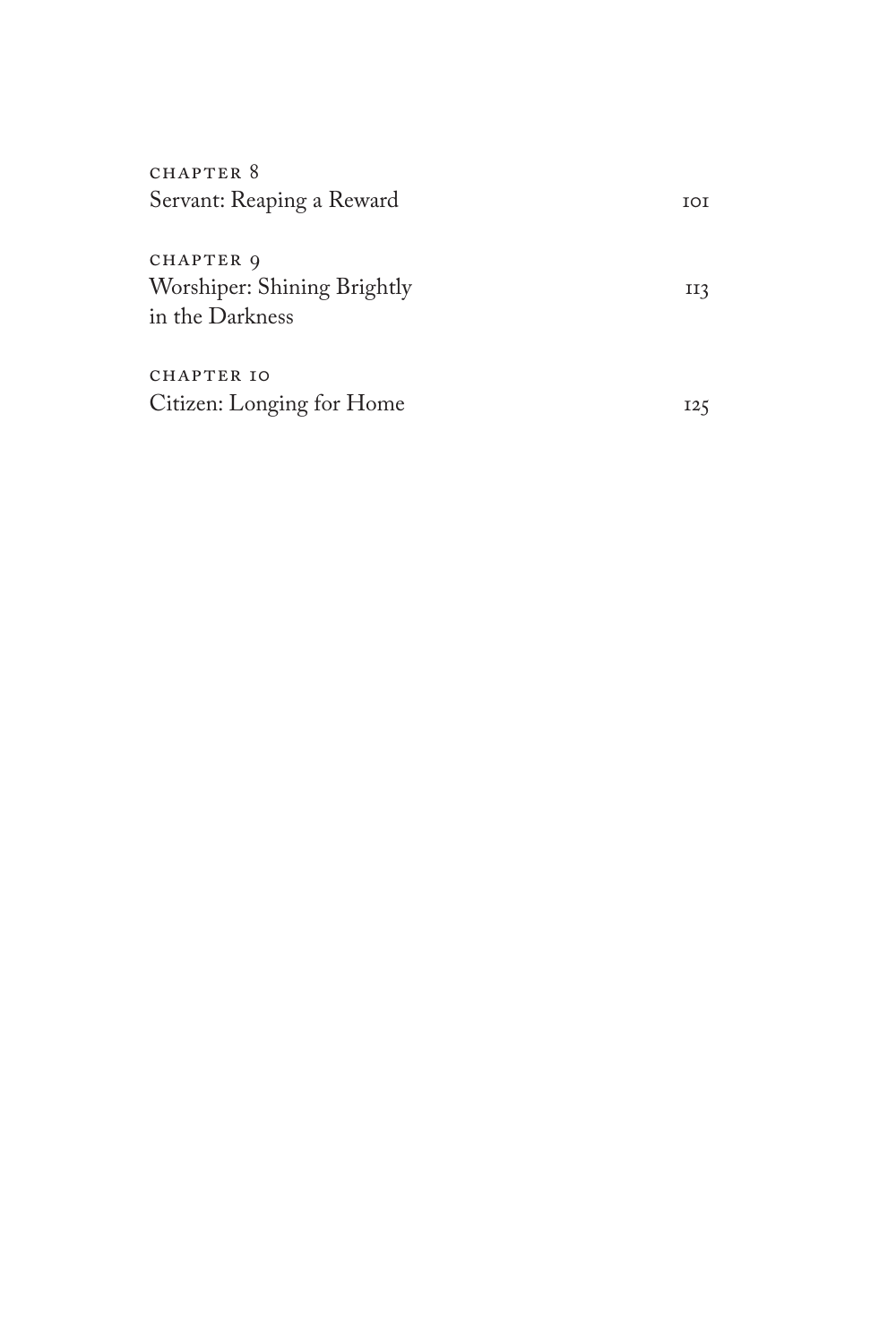CHAPTER 8
Servant: Reaping a Reward 101

CHAPTER 9
Worshiper: Shining Brightly in the Darkness 113

CHAPTER 10
Citizen: Longing for Home 125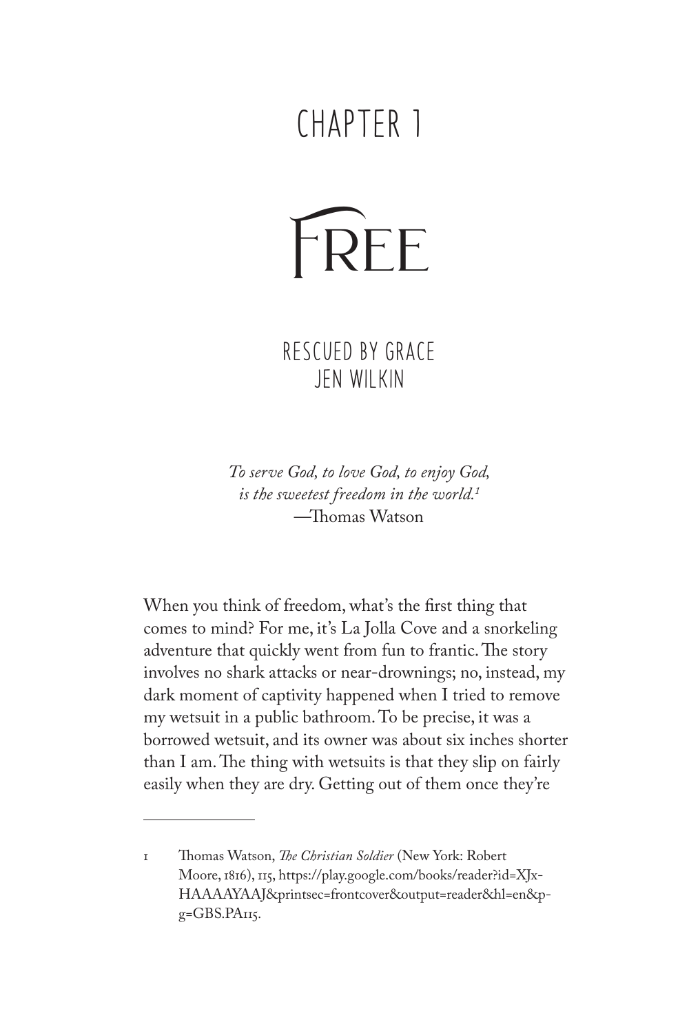# CHAPTER 1

# FREE

## RESCUED BY GRACE
## JEN WILKIN

*To serve God, to love God, to enjoy God, is the sweetest freedom in the world.*[1]
—Thomas Watson

When you think of freedom, what's the first thing that comes to mind? For me, it's La Jolla Cove and a snorkeling adventure that quickly went from fun to frantic. The story involves no shark attacks or near-drownings; no, instead, my dark moment of captivity happened when I tried to remove my wetsuit in a public bathroom. To be precise, it was a borrowed wetsuit, and its owner was about six inches shorter than I am. The thing with wetsuits is that they slip on fairly easily when they are dry. Getting out of them once they're

---

1 Thomas Watson, *The Christian Soldier* (New York: Robert Moore, 1816), 115, https://play.google.com/books/reader?id=XJx-HAAAAYAAJ&printsec=frontcover&output=reader&hl=en&pg=GBS.PA115.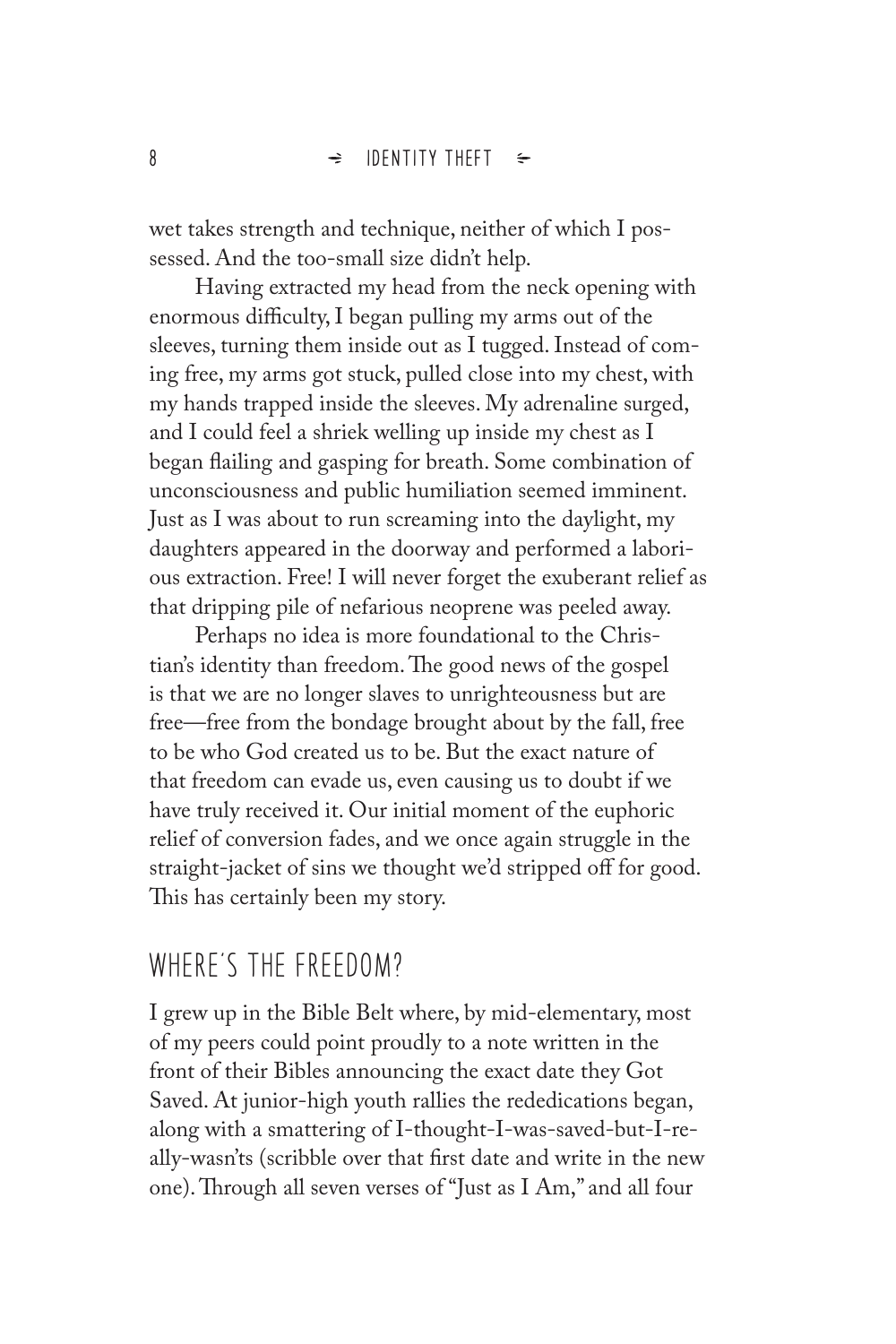wet takes strength and technique, neither of which I possessed. And the too-small size didn't help.

Having extracted my head from the neck opening with enormous difficulty, I began pulling my arms out of the sleeves, turning them inside out as I tugged. Instead of coming free, my arms got stuck, pulled close into my chest, with my hands trapped inside the sleeves. My adrenaline surged, and I could feel a shriek welling up inside my chest as I began flailing and gasping for breath. Some combination of unconsciousness and public humiliation seemed imminent. Just as I was about to run screaming into the daylight, my daughters appeared in the doorway and performed a laborious extraction. Free! I will never forget the exuberant relief as that dripping pile of nefarious neoprene was peeled away.

Perhaps no idea is more foundational to the Christian's identity than freedom. The good news of the gospel is that we are no longer slaves to unrighteousness but are free—free from the bondage brought about by the fall, free to be who God created us to be. But the exact nature of that freedom can evade us, even causing us to doubt if we have truly received it. Our initial moment of the euphoric relief of conversion fades, and we once again struggle in the straight-jacket of sins we thought we'd stripped off for good. This has certainly been my story.

## WHERE'S THE FREEDOM?

I grew up in the Bible Belt where, by mid-elementary, most of my peers could point proudly to a note written in the front of their Bibles announcing the exact date they Got Saved. At junior-high youth rallies the rededications began, along with a smattering of I-thought-I-was-saved-but-I-really-wasn'ts (scribble over that first date and write in the new one). Through all seven verses of "Just as I Am," and all four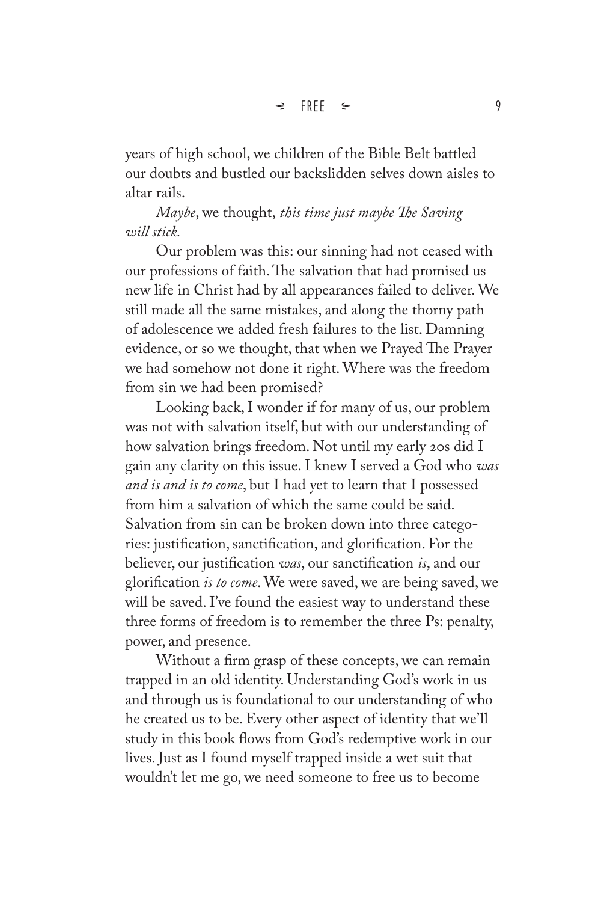years of high school, we children of the Bible Belt battled our doubts and bustled our backslidden selves down aisles to altar rails.

*Maybe*, we thought, *this time just maybe The Saving will stick.*

Our problem was this: our sinning had not ceased with our professions of faith. The salvation that had promised us new life in Christ had by all appearances failed to deliver. We still made all the same mistakes, and along the thorny path of adolescence we added fresh failures to the list. Damning evidence, or so we thought, that when we Prayed The Prayer we had somehow not done it right. Where was the freedom from sin we had been promised?

Looking back, I wonder if for many of us, our problem was not with salvation itself, but with our understanding of how salvation brings freedom. Not until my early 20s did I gain any clarity on this issue. I knew I served a God who *was and is and is to come*, but I had yet to learn that I possessed from him a salvation of which the same could be said. Salvation from sin can be broken down into three categories: justification, sanctification, and glorification. For the believer, our justification *was*, our sanctification *is*, and our glorification *is to come*. We were saved, we are being saved, we will be saved. I've found the easiest way to understand these three forms of freedom is to remember the three Ps: penalty, power, and presence.

Without a firm grasp of these concepts, we can remain trapped in an old identity. Understanding God's work in us and through us is foundational to our understanding of who he created us to be. Every other aspect of identity that we'll study in this book flows from God's redemptive work in our lives. Just as I found myself trapped inside a wet suit that wouldn't let me go, we need someone to free us to become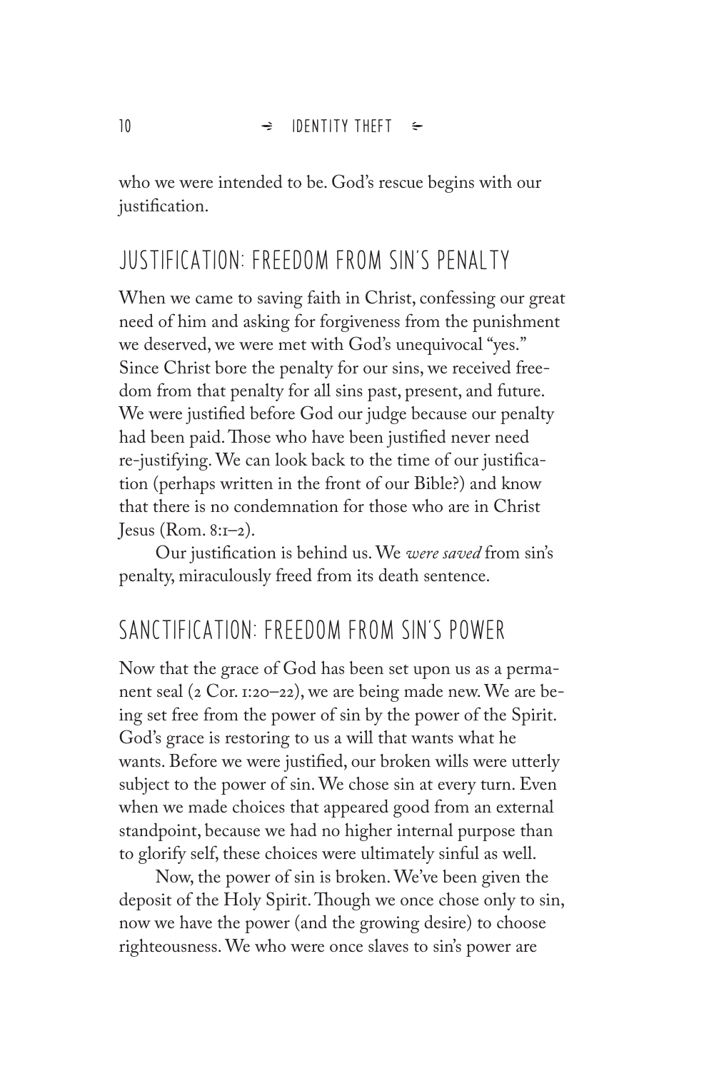who we were intended to be. God's rescue begins with our justification.

## JUSTIFICATION: FREEDOM FROM SIN'S PENALTY

When we came to saving faith in Christ, confessing our great need of him and asking for forgiveness from the punishment we deserved, we were met with God's unequivocal "yes." Since Christ bore the penalty for our sins, we received freedom from that penalty for all sins past, present, and future. We were justified before God our judge because our penalty had been paid. Those who have been justified never need re-justifying. We can look back to the time of our justification (perhaps written in the front of our Bible?) and know that there is no condemnation for those who are in Christ Jesus (Rom. 8:1–2).

Our justification is behind us. We *were saved* from sin's penalty, miraculously freed from its death sentence.

## SANCTIFICATION: FREEDOM FROM SIN'S POWER

Now that the grace of God has been set upon us as a permanent seal (2 Cor. 1:20–22), we are being made new. We are being set free from the power of sin by the power of the Spirit. God's grace is restoring to us a will that wants what he wants. Before we were justified, our broken wills were utterly subject to the power of sin. We chose sin at every turn. Even when we made choices that appeared good from an external standpoint, because we had no higher internal purpose than to glorify self, these choices were ultimately sinful as well.

Now, the power of sin is broken. We've been given the deposit of the Holy Spirit. Though we once chose only to sin, now we have the power (and the growing desire) to choose righteousness. We who were once slaves to sin's power are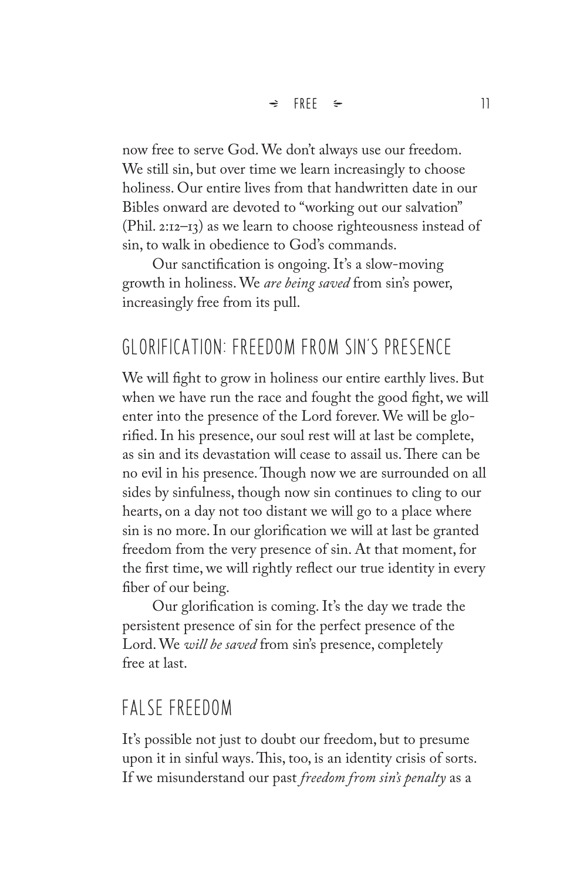now free to serve God. We don't always use our freedom. We still sin, but over time we learn increasingly to choose holiness. Our entire lives from that handwritten date in our Bibles onward are devoted to "working out our salvation" (Phil. 2:12–13) as we learn to choose righteousness instead of sin, to walk in obedience to God's commands.

Our sanctification is ongoing. It's a slow-moving growth in holiness. We *are being saved* from sin's power, increasingly free from its pull.

## GLORIFICATION: FREEDOM FROM SIN'S PRESENCE

We will fight to grow in holiness our entire earthly lives. But when we have run the race and fought the good fight, we will enter into the presence of the Lord forever. We will be glorified. In his presence, our soul rest will at last be complete, as sin and its devastation will cease to assail us. There can be no evil in his presence. Though now we are surrounded on all sides by sinfulness, though now sin continues to cling to our hearts, on a day not too distant we will go to a place where sin is no more. In our glorification we will at last be granted freedom from the very presence of sin. At that moment, for the first time, we will rightly reflect our true identity in every fiber of our being.

Our glorification is coming. It's the day we trade the persistent presence of sin for the perfect presence of the Lord. We *will be saved* from sin's presence, completely free at last.

## FALSE FREEDOM

It's possible not just to doubt our freedom, but to presume upon it in sinful ways. This, too, is an identity crisis of sorts. If we misunderstand our past *freedom from sin's penalty* as a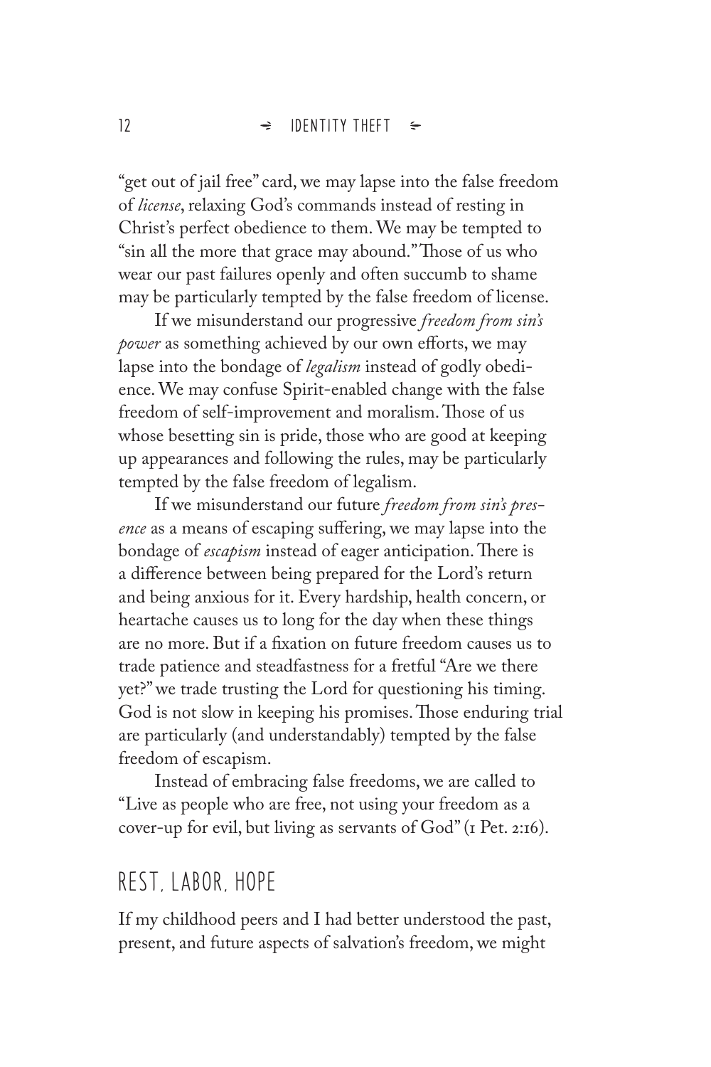"get out of jail free" card, we may lapse into the false freedom of *license*, relaxing God's commands instead of resting in Christ's perfect obedience to them. We may be tempted to "sin all the more that grace may abound." Those of us who wear our past failures openly and often succumb to shame may be particularly tempted by the false freedom of license.

If we misunderstand our progressive *freedom from sin's power* as something achieved by our own efforts, we may lapse into the bondage of *legalism* instead of godly obedience. We may confuse Spirit-enabled change with the false freedom of self-improvement and moralism. Those of us whose besetting sin is pride, those who are good at keeping up appearances and following the rules, may be particularly tempted by the false freedom of legalism.

If we misunderstand our future *freedom from sin's presence* as a means of escaping suffering, we may lapse into the bondage of *escapism* instead of eager anticipation. There is a difference between being prepared for the Lord's return and being anxious for it. Every hardship, health concern, or heartache causes us to long for the day when these things are no more. But if a fixation on future freedom causes us to trade patience and steadfastness for a fretful "Are we there yet?" we trade trusting the Lord for questioning his timing. God is not slow in keeping his promises. Those enduring trial are particularly (and understandably) tempted by the false freedom of escapism.

Instead of embracing false freedoms, we are called to "Live as people who are free, not using your freedom as a cover-up for evil, but living as servants of God" (1 Pet. 2:16).

## REST, LABOR, HOPE

If my childhood peers and I had better understood the past, present, and future aspects of salvation's freedom, we might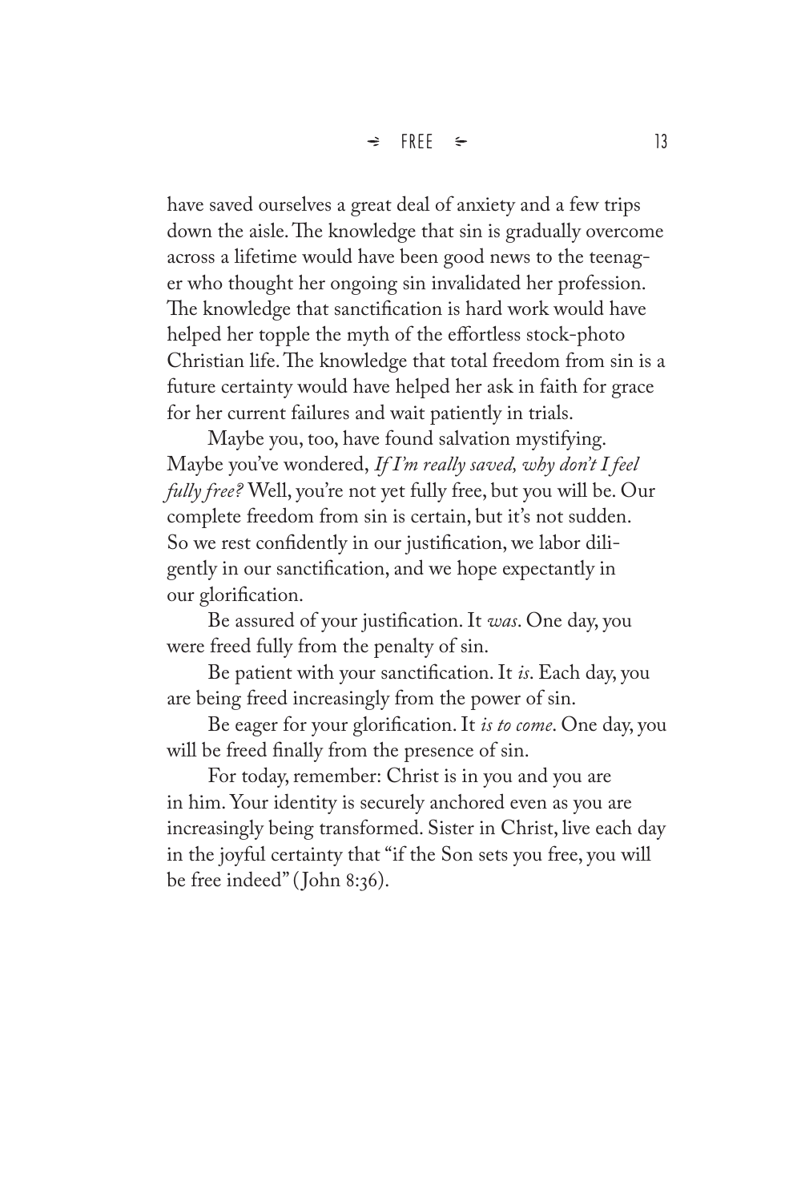have saved ourselves a great deal of anxiety and a few trips down the aisle. The knowledge that sin is gradually overcome across a lifetime would have been good news to the teenager who thought her ongoing sin invalidated her profession. The knowledge that sanctification is hard work would have helped her topple the myth of the effortless stock-photo Christian life. The knowledge that total freedom from sin is a future certainty would have helped her ask in faith for grace for her current failures and wait patiently in trials.

Maybe you, too, have found salvation mystifying. Maybe you've wondered, *If I'm really saved, why don't I feel fully free?* Well, you're not yet fully free, but you will be. Our complete freedom from sin is certain, but it's not sudden. So we rest confidently in our justification, we labor diligently in our sanctification, and we hope expectantly in our glorification.

Be assured of your justification. It *was*. One day, you were freed fully from the penalty of sin.

Be patient with your sanctification. It *is*. Each day, you are being freed increasingly from the power of sin.

Be eager for your glorification. It *is to come*. One day, you will be freed finally from the presence of sin.

For today, remember: Christ is in you and you are in him. Your identity is securely anchored even as you are increasingly being transformed. Sister in Christ, live each day in the joyful certainty that "if the Son sets you free, you will be free indeed" (John 8:36).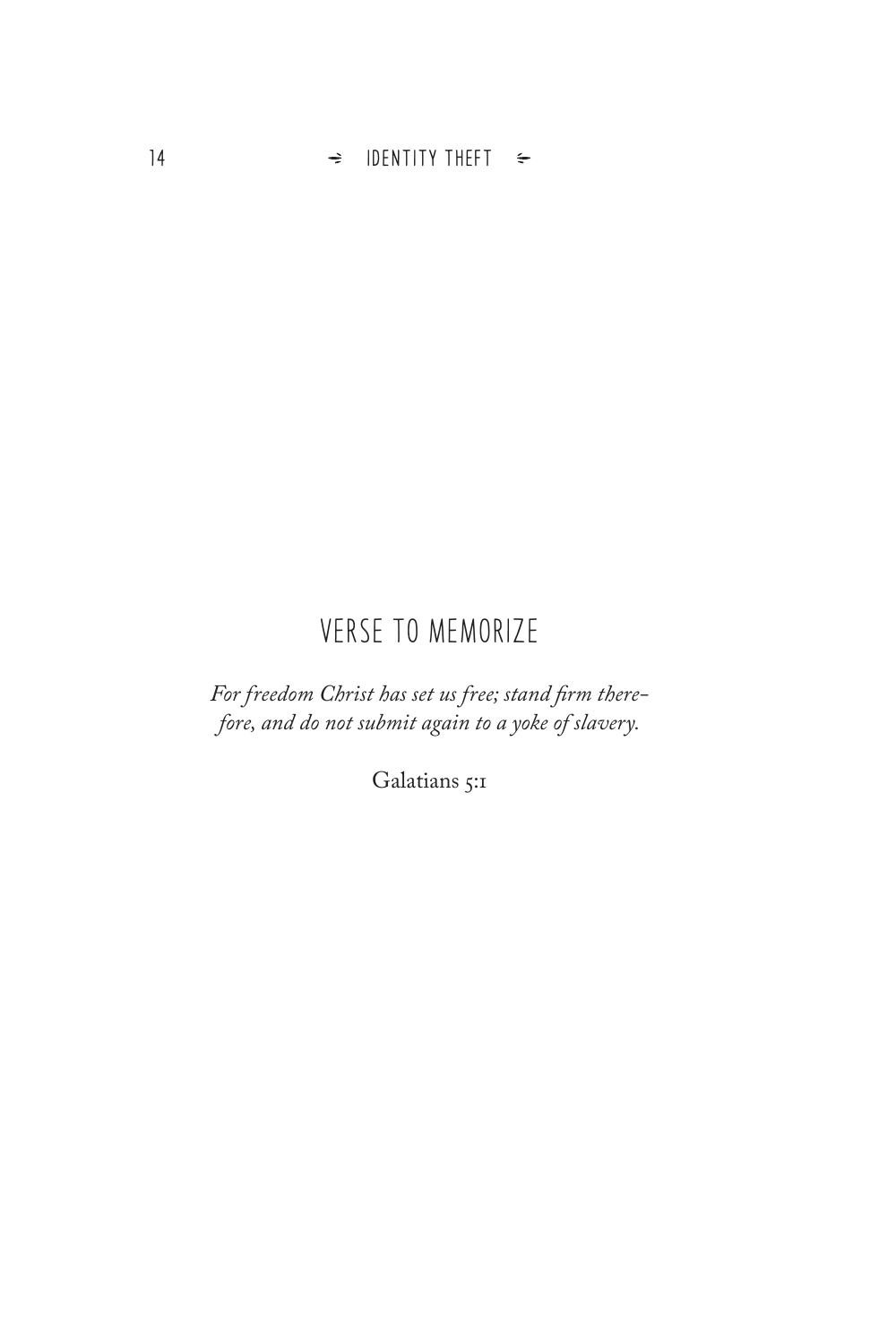## VERSE TO MEMORIZE

*For freedom Christ has set us free; stand firm therefore, and do not submit again to a yoke of slavery.*

Galatians 5:1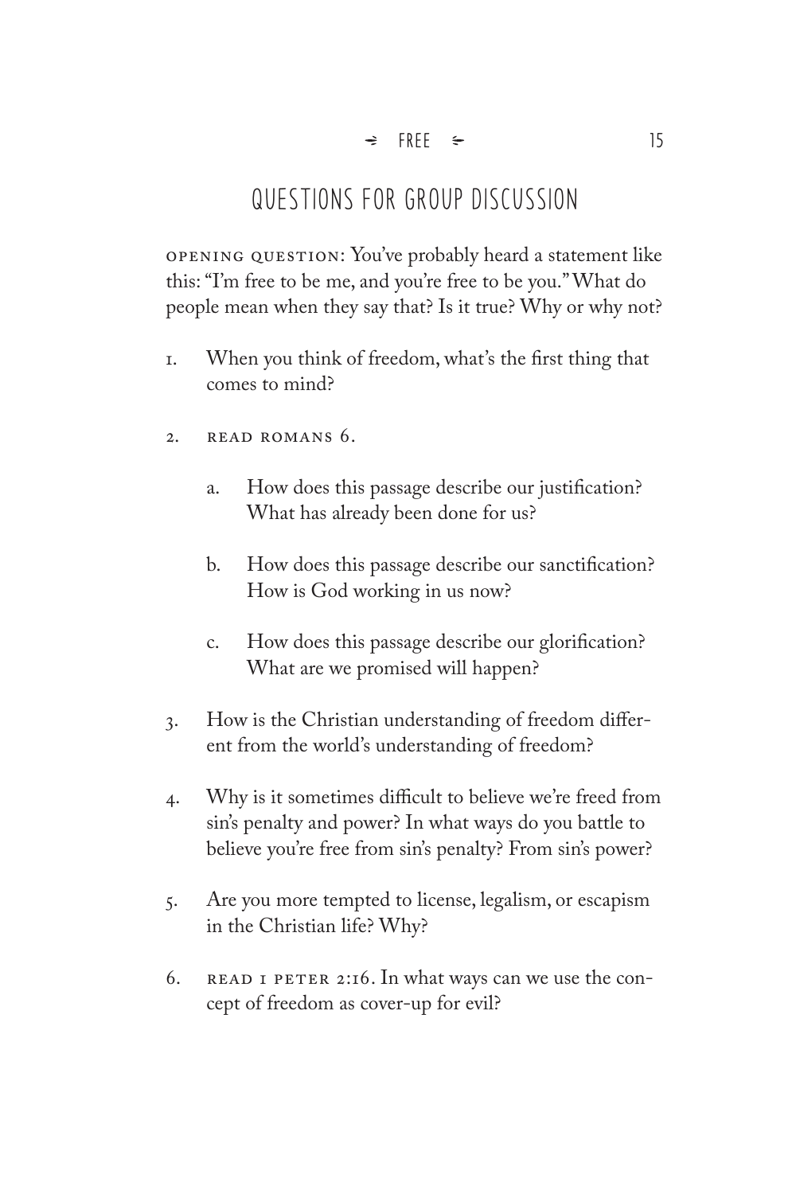## QUESTIONS FOR GROUP DISCUSSION

OPENING QUESTION: You've probably heard a statement like this: "I'm free to be me, and you're free to be you." What do people mean when they say that? Is it true? Why or why not?

1. When you think of freedom, what's the first thing that comes to mind?

2. READ ROMANS 6.

   a. How does this passage describe our justification? What has already been done for us?

   b. How does this passage describe our sanctification? How is God working in us now?

   c. How does this passage describe our glorification? What are we promised will happen?

3. How is the Christian understanding of freedom different from the world's understanding of freedom?

4. Why is it sometimes difficult to believe we're freed from sin's penalty and power? In what ways do you battle to believe you're free from sin's penalty? From sin's power?

5. Are you more tempted to license, legalism, or escapism in the Christian life? Why?

6. READ 1 PETER 2:16. In what ways can we use the concept of freedom as cover-up for evil?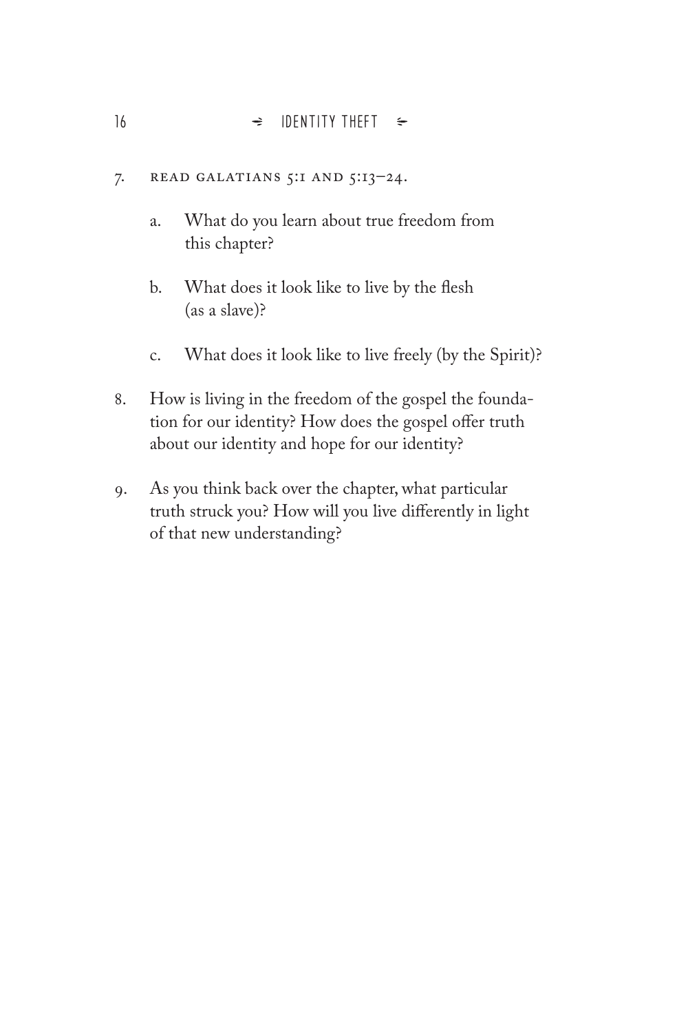7. READ GALATIANS 5:1 AND 5:13–24.

    a. What do you learn about true freedom from this chapter?

    b. What does it look like to live by the flesh (as a slave)?

    c. What does it look like to live freely (by the Spirit)?

8. How is living in the freedom of the gospel the foundation for our identity? How does the gospel offer truth about our identity and hope for our identity?

9. As you think back over the chapter, what particular truth struck you? How will you live differently in light of that new understanding?